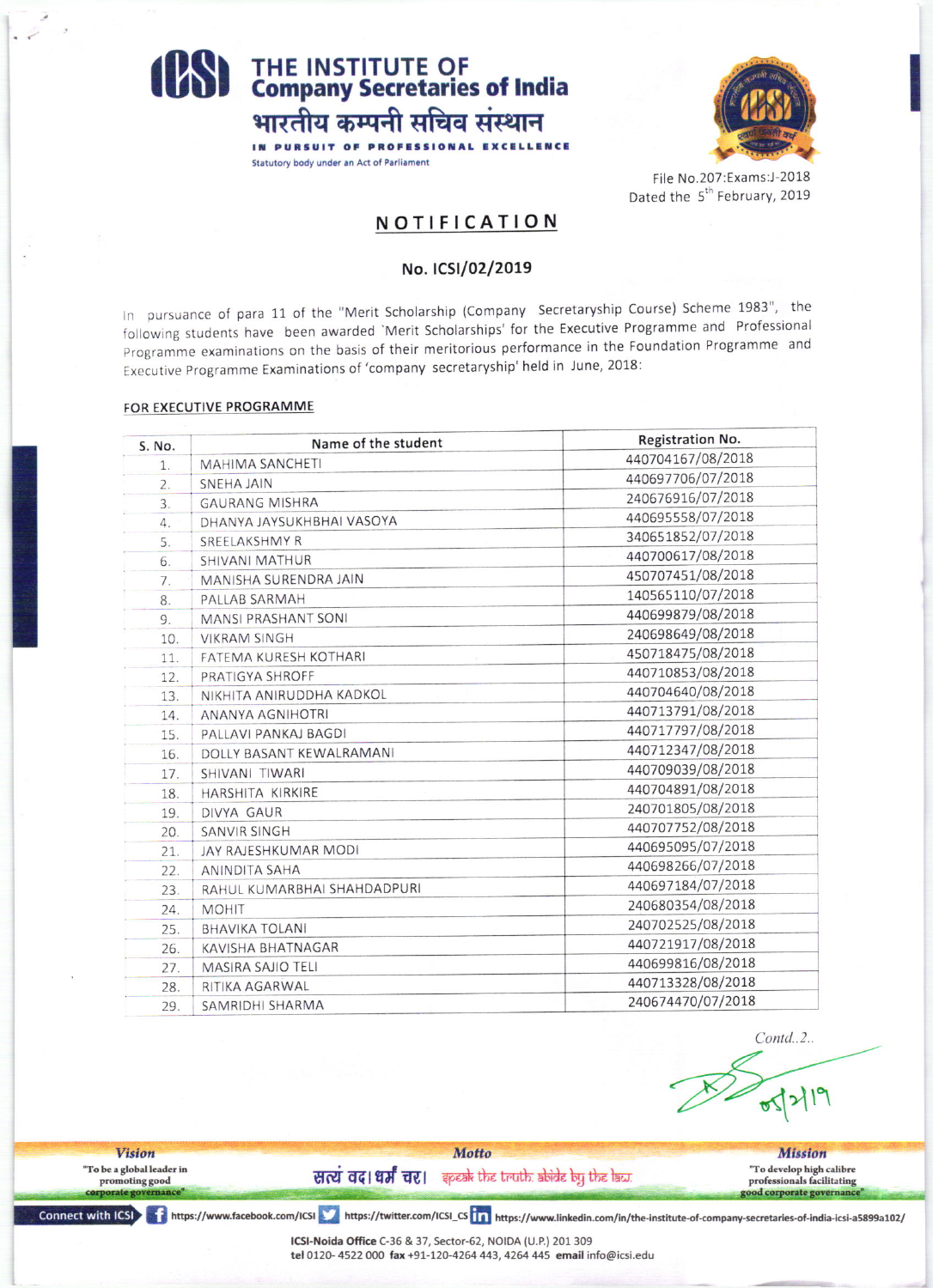# THE INSTITUTE OF Company Secretaries of India

भारतीय कम्पनी सचिव संस्थान

IN PURSUIT OF PROFESSIONAL EXCELLENCE

Statutory body under an Act of Parliament

File No.207:Exams:J-2018
Dated the 5th February, 2019

## NOTIFICATION

### No. ICSI/02/2019

In pursuance of para 11 of the "Merit Scholarship (Company Secretaryship Course) Scheme 1983", the following students have been awarded 'Merit Scholarships' for the Executive Programme and Professional Programme examinations on the basis of their meritorious performance in the Foundation Programme and Executive Programme Examinations of 'company secretaryship' held in June, 2018:

**FOR EXECUTIVE PROGRAMME**

| S. No. | Name of the student | Registration No. |
|---|---|---|
| 1. | MAHIMA SANCHETI | 440704167/08/2018 |
| 2. | SNEHA JAIN | 440697706/07/2018 |
| 3. | GAURANG MISHRA | 240676916/07/2018 |
| 4. | DHANYA JAYSUKHBHAI VASOYA | 440695558/07/2018 |
| 5. | SREELAKSHMY R | 340651852/07/2018 |
| 6. | SHIVANI MATHUR | 440700617/08/2018 |
| 7. | MANISHA SURENDRA JAIN | 450707451/08/2018 |
| 8. | PALLAB SARMAH | 140565110/07/2018 |
| 9. | MANSI PRASHANT SONI | 440699879/08/2018 |
| 10. | VIKRAM SINGH | 240698649/08/2018 |
| 11. | FATEMA KURESH KOTHARI | 450718475/08/2018 |
| 12. | PRATIGYA SHROFF | 440710853/08/2018 |
| 13. | NIKHITA ANIRUDDHA KADKOL | 440704640/08/2018 |
| 14. | ANANYA AGNIHOTRI | 440713791/08/2018 |
| 15. | PALLAVI PANKAJ BAGDI | 440717797/08/2018 |
| 16. | DOLLY BASANT KEWALRAMANI | 440712347/08/2018 |
| 17. | SHIVANI TIWARI | 440709039/08/2018 |
| 18. | HARSHITA KIRKIRE | 440704891/08/2018 |
| 19. | DIVYA GAUR | 240701805/08/2018 |
| 20. | SANVIR SINGH | 440707752/08/2018 |
| 21. | JAY RAJESHKUMAR MODI | 440695095/07/2018 |
| 22. | ANINDITA SAHA | 440698266/07/2018 |
| 23. | RAHUL KUMARBHAI SHAHDADPURI | 440697184/07/2018 |
| 24. | MOHIT | 240680354/08/2018 |
| 25. | BHAVIKA TOLANI | 240702525/08/2018 |
| 26. | KAVISHA BHATNAGAR | 440721917/08/2018 |
| 27. | MASIRA SAJIO TELI | 440699816/08/2018 |
| 28. | RITIKA AGARWAL | 440713328/08/2018 |
| 29. | SAMRIDHI SHARMA | 240674470/07/2018 |

*Contd..2..*

05/2/19

**Vision:** "To be a global leader in promoting good corporate governance"

**Motto:** सत्यं वद। धर्मं चर। speak the truth. abide by the law.

**Mission:** "To develop high calibre professionals facilitating good corporate governance"

Connect with ICSI https://www.facebook.com/ICSI https://twitter.com/ICSI_CS https://www.linkedin.com/in/the-institute-of-company-secretaries-of-india-icsi-a5899a102/

**ICSI-Noida Office** C-36 & 37, Sector-62, NOIDA (U.P.) 201 309
**tel** 0120- 4522 000 **fax** +91-120-4264 443, 4264 445 **email** info@icsi.edu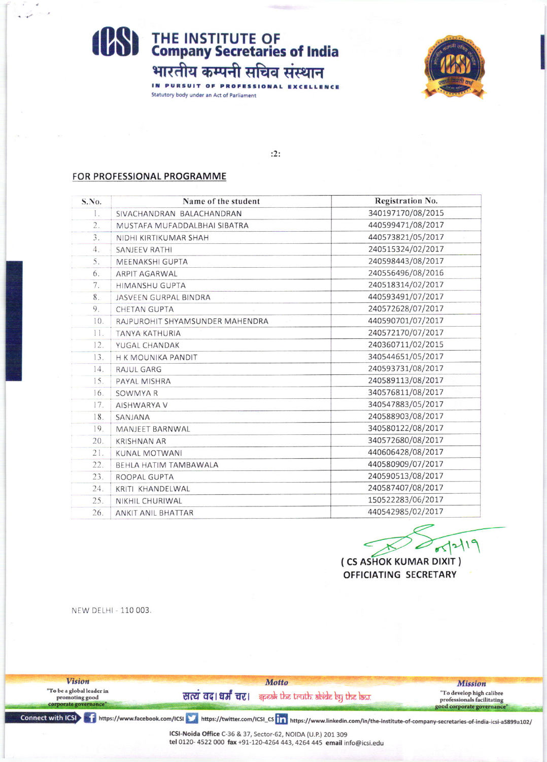# THE INSTITUTE OF Company Secretaries of India

भारतीय कम्पनी सचिव संस्थान

IN PURSUIT OF PROFESSIONAL EXCELLENCE

Statutory body under an Act of Parliament

:2:

## FOR PROFESSIONAL PROGRAMME

| S.No. | Name of the student | Registration No. |
|---|---|---|
| 1. | SIVACHANDRAN BALACHANDRAN | 340197170/08/2015 |
| 2. | MUSTAFA MUFADDALBHAI SIBATRA | 440599471/08/2017 |
| 3. | NIDHI KIRTIKUMAR SHAH | 440573821/05/2017 |
| 4. | SANJEEV RATHI | 240515324/02/2017 |
| 5. | MEENAKSHI GUPTA | 240598443/08/2017 |
| 6. | ARPIT AGARWAL | 240556496/08/2016 |
| 7. | HIMANSHU GUPTA | 240518314/02/2017 |
| 8. | JASVEEN GURPAL BINDRA | 440593491/07/2017 |
| 9. | CHETAN GUPTA | 240572628/07/2017 |
| 10. | RAJPUROHIT SHYAMSUNDER MAHENDRA | 440590701/07/2017 |
| 11. | TANYA KATHURIA | 240572170/07/2017 |
| 12. | YUGAL CHANDAK | 240360711/02/2015 |
| 13. | H K MOUNIKA PANDIT | 340544651/05/2017 |
| 14. | RAJUL GARG | 240593731/08/2017 |
| 15. | PAYAL MISHRA | 240589113/08/2017 |
| 16. | SOWMYA R | 340576811/08/2017 |
| 17. | AISHWARYA V | 340547883/05/2017 |
| 18. | SANJANA | 240588903/08/2017 |
| 19. | MANJEET BARNWAL | 340580122/08/2017 |
| 20. | KRISHNAN AR | 340572680/08/2017 |
| 21. | KUNAL MOTWANI | 440606428/08/2017 |
| 22. | BEHLA HATIM TAMBAWALA | 440580909/07/2017 |
| 23. | ROOPAL GUPTA | 240590513/08/2017 |
| 24. | KRITI KHANDELWAL | 240587407/08/2017 |
| 25. | NIKHIL CHURIWAL | 150522283/06/2017 |
| 26. | ANKIT ANIL BHATTAR | 440542985/02/2017 |

05/2/19

**( CS ASHOK KUMAR DIXIT )**
**OFFICIATING SECRETARY**

NEW DELHI - 110 003.

*Vision*
"To be a global leader in promoting good corporate governance"

*Motto*
सत्यं वद। धर्मं चर। speak the truth. abide by the law.

*Mission*
"To develop high calibre professionals facilitating good corporate governance"

Connect with ICSI https://www.facebook.com/ICSI https://twitter.com/ICSI_CS https://www.linkedin.com/in/the-institute-of-company-secretaries-of-india-icsi-a5899a102/

**ICSI-Noida Office** C-36 & 37, Sector-62, NOIDA (U.P.) 201 309
**tel** 0120- 4522 000 **fax** +91-120-4264 443, 4264 445 **email** info@icsi.edu